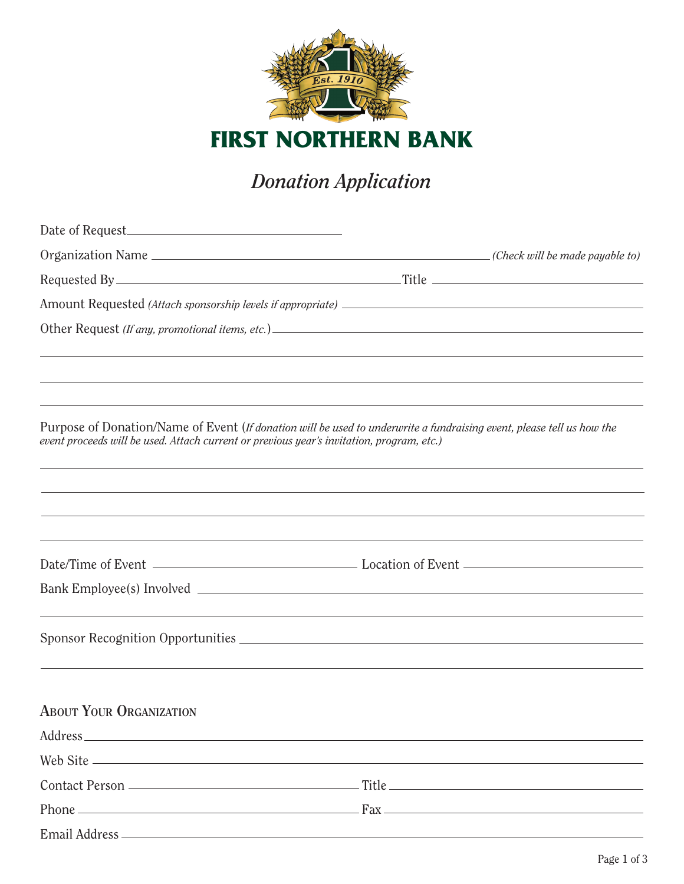# FIRST NORTHERN BANK

## *Donation Application*

Date of Request ______________________

Organization Name ______________________ *(Check will be made payable to)*

Requested By ______________________ Title ______________________

Amount Requested *(Attach sponsorship levels if appropriate)* ______________________

Other Request *(If any, promotional items, etc.)* ______________________

______________________

______________________

______________________

Purpose of Donation/Name of Event (*If donation will be used to underwrite a fundraising event, please tell us how the event proceeds will be used. Attach current or previous year's invitation, program, etc.)*

______________________

______________________

______________________

______________________

Date/Time of Event ______________________ Location of Event ______________________

Bank Employee(s) Involved ______________________

______________________

Sponsor Recognition Opportunities ______________________

______________________

### About Your Organization

Address ______________________

Web Site ______________________

Contact Person ______________________ Title ______________________

Phone ______________________ Fax ______________________

Email Address ______________________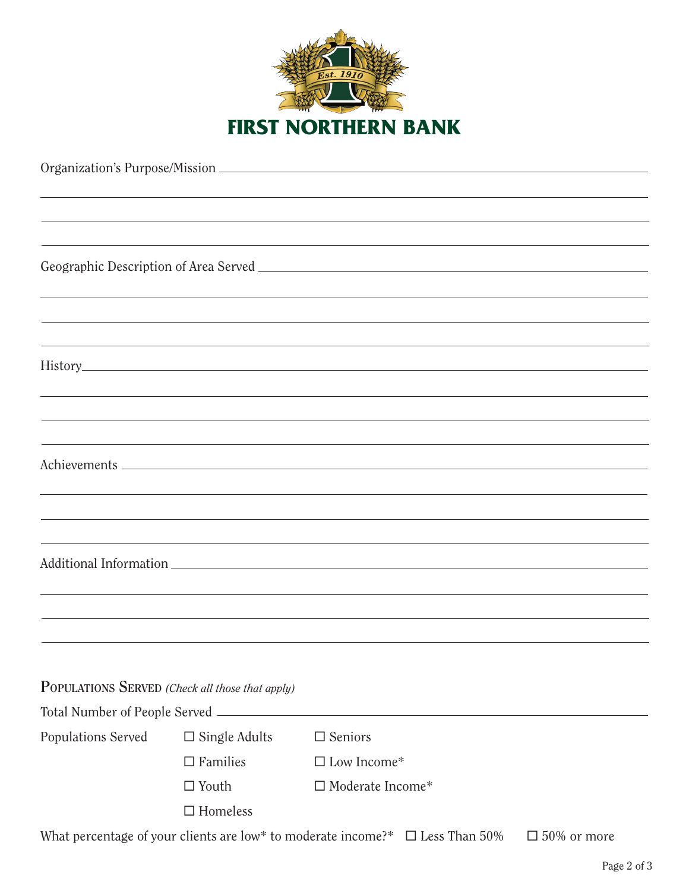**FIRST NORTHERN BANK**

Organization's Purpose/Mission ______________________________________________

______________________________________________

______________________________________________

______________________________________________

Geographic Description of Area Served ______________________________________________

______________________________________________

______________________________________________

______________________________________________

History ______________________________________________

______________________________________________

______________________________________________

______________________________________________

Achievements ______________________________________________

______________________________________________

______________________________________________

______________________________________________

Additional Information ______________________________________________

______________________________________________

______________________________________________

______________________________________________

**POPULATIONS SERVED** *(Check all those that apply)*

Total Number of People Served ______________________________________________

Populations Served

- ☐ Single Adults
- ☐ Families
- ☐ Youth
- ☐ Homeless
- ☐ Seniors
- ☐ Low Income*
- ☐ Moderate Income*

What percentage of your clients are low* to moderate income?* ☐ Less Than 50% ☐ 50% or more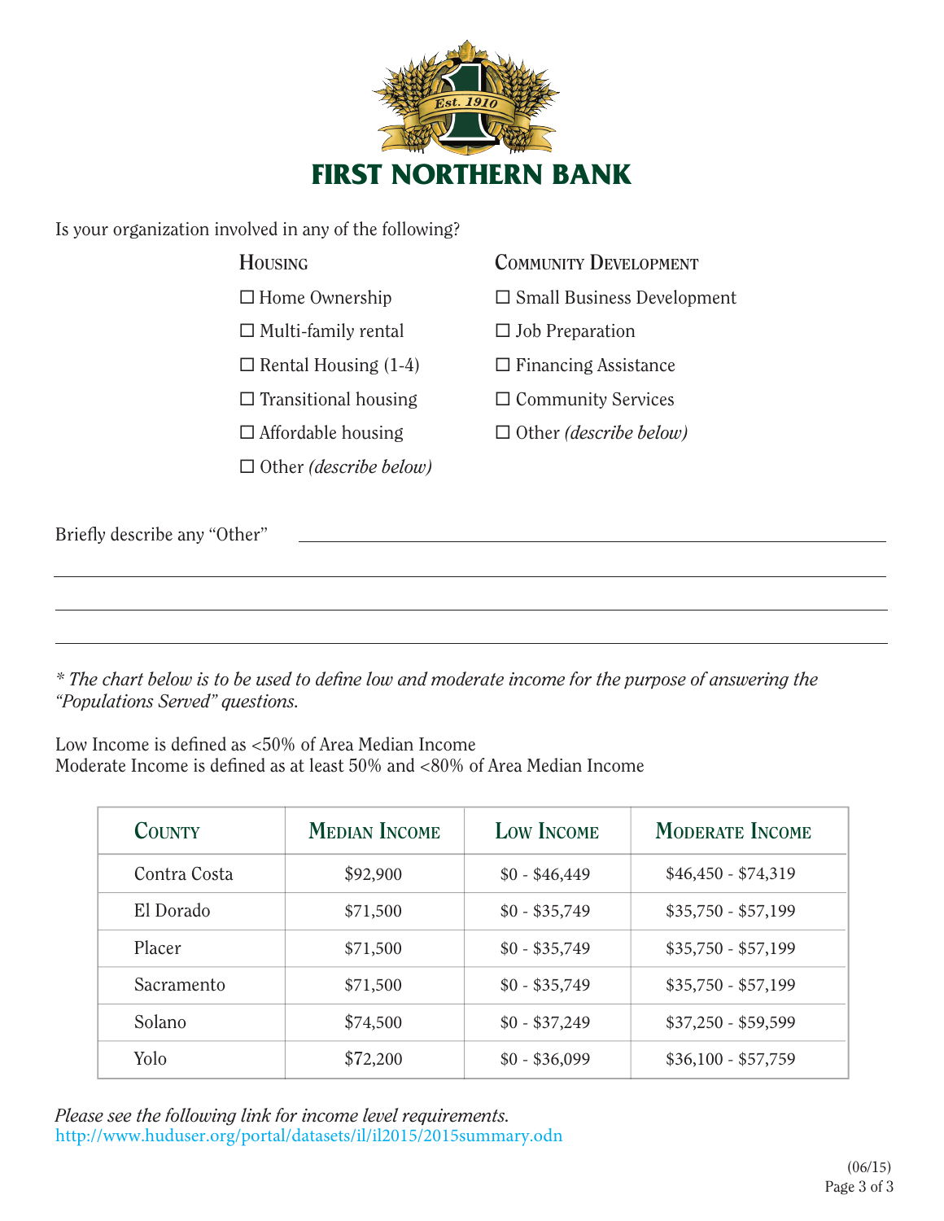# FIRST NORTHERN BANK

Is your organization involved in any of the following?

**Housing**

- ☐ Home Ownership
- ☐ Multi-family rental
- ☐ Rental Housing (1-4)
- ☐ Transitional housing
- ☐ Affordable housing
- ☐ Other *(describe below)*

**Community Development**

- ☐ Small Business Development
- ☐ Job Preparation
- ☐ Financing Assistance
- ☐ Community Services
- ☐ Other *(describe below)*

Briefly describe any "Other" ______________________________

______________________________

______________________________

______________________________

*\* The chart below is to be used to define low and moderate income for the purpose of answering the "Populations Served" questions.*

Low Income is defined as <50% of Area Median Income
Moderate Income is defined as at least 50% and <80% of Area Median Income

| County | Median Income | Low Income | Moderate Income |
|---|---|---|---|
| Contra Costa | $92,900 | $0 - $46,449 | $46,450 - $74,319 |
| El Dorado | $71,500 | $0 - $35,749 | $35,750 - $57,199 |
| Placer | $71,500 | $0 - $35,749 | $35,750 - $57,199 |
| Sacramento | $71,500 | $0 - $35,749 | $35,750 - $57,199 |
| Solano | $74,500 | $0 - $37,249 | $37,250 - $59,599 |
| Yolo | $72,200 | $0 - $36,099 | $36,100 - $57,759 |

*Please see the following link for income level requirements.*
http://www.huduser.org/portal/datasets/il/il2015/2015summary.odn

(06/15)